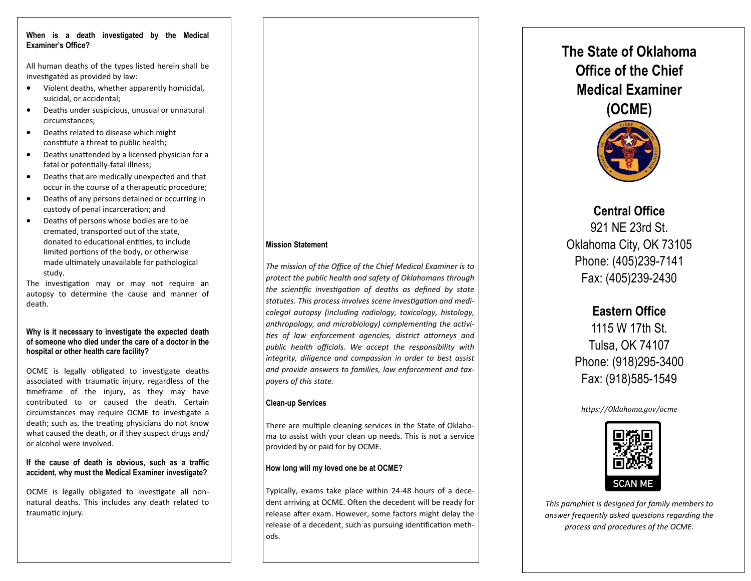**When is a death investigated by the Medical Examiner's Office?**

All human deaths of the types listed herein shall be investigated as provided by law:

- Violent deaths, whether apparently homicidal, suicidal, or accidental;
- Deaths under suspicious, unusual or unnatural circumstances;
- Deaths related to disease which might constitute a threat to public health;
- Deaths unattended by a licensed physician for a fatal or potentially-fatal illness;
- Deaths that are medically unexpected and that occur in the course of a therapeutic procedure;
- Deaths of any persons detained or occurring in custody of penal incarceration; and
- Deaths of persons whose bodies are to be cremated, transported out of the state, donated to educational entities, to include limited portions of the body, or otherwise made ultimately unavailable for pathological study.

The investigation may or may not require an autopsy to determine the cause and manner of death.

**Why is it necessary to investigate the expected death of someone who died under the care of a doctor in the hospital or other health care facility?**

OCME is legally obligated to investigate deaths associated with traumatic injury, regardless of the timeframe of the injury, as they may have contributed to or caused the death. Certain circumstances may require OCME to investigate a death; such as, the treating physicians do not know what caused the death, or if they suspect drugs and/or alcohol were involved.

**If the cause of death is obvious, such as a traffic accident, why must the Medical Examiner investigate?**

OCME is legally obligated to investigate all non-natural deaths. This includes any death related to traumatic injury.

**Mission Statement**

*The mission of the Office of the Chief Medical Examiner is to protect the public health and safety of Oklahomans through the scientific investigation of deaths as defined by state statutes. This process involves scene investigation and medicolegal autopsy (including radiology, toxicology, histology, anthropology, and microbiology) complementing the activities of law enforcement agencies, district attorneys and public health officials. We accept the responsibility with integrity, diligence and compassion in order to best assist and provide answers to families, law enforcement and taxpayers of this state.*

**Clean-up Services**

There are multiple cleaning services in the State of Oklahoma to assist with your clean up needs. This is not a service provided by or paid for by OCME.

**How long will my loved one be at OCME?**

Typically, exams take place within 24-48 hours of a decedent arriving at OCME. Often the decedent will be ready for release after exam. However, some factors might delay the release of a decedent, such as pursuing identification methods.

# The State of Oklahoma Office of the Chief Medical Examiner (OCME)

**Central Office**
921 NE 23rd St.
Oklahoma City, OK 73105
Phone: (405)239-7141
Fax: (405)239-2430

**Eastern Office**
1115 W 17th St.
Tulsa, OK 74107
Phone: (918)295-3400
Fax: (918)585-1549

*https://Oklahoma.gov/ocme*

SCAN ME

*This pamphlet is designed for family members to answer frequently asked questions regarding the process and procedures of the OCME.*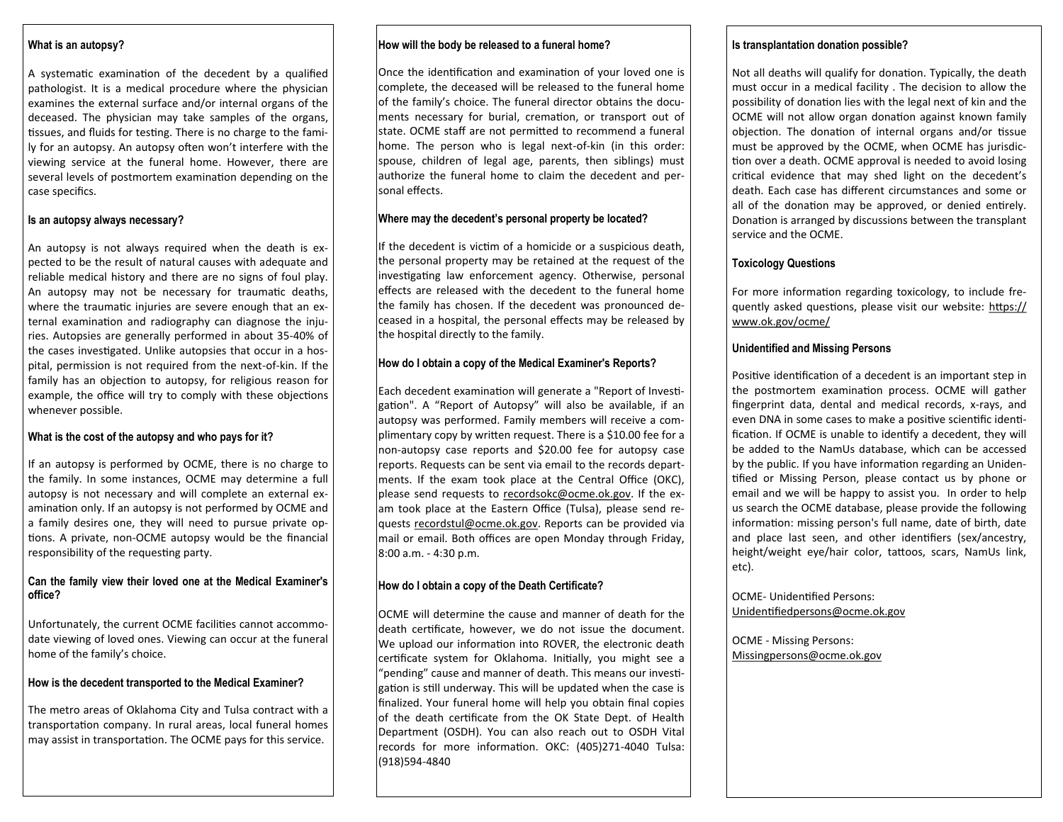### What is an autopsy?

A systematic examination of the decedent by a qualified pathologist. It is a medical procedure where the physician examines the external surface and/or internal organs of the deceased. The physician may take samples of the organs, tissues, and fluids for testing. There is no charge to the family for an autopsy. An autopsy often won't interfere with the viewing service at the funeral home. However, there are several levels of postmortem examination depending on the case specifics.

### Is an autopsy always necessary?

An autopsy is not always required when the death is expected to be the result of natural causes with adequate and reliable medical history and there are no signs of foul play. An autopsy may not be necessary for traumatic deaths, where the traumatic injuries are severe enough that an external examination and radiography can diagnose the injuries. Autopsies are generally performed in about 35-40% of the cases investigated. Unlike autopsies that occur in a hospital, permission is not required from the next-of-kin. If the family has an objection to autopsy, for religious reason for example, the office will try to comply with these objections whenever possible.

### What is the cost of the autopsy and who pays for it?

If an autopsy is performed by OCME, there is no charge to the family. In some instances, OCME may determine a full autopsy is not necessary and will complete an external examination only. If an autopsy is not performed by OCME and a family desires one, they will need to pursue private options. A private, non-OCME autopsy would be the financial responsibility of the requesting party.

### Can the family view their loved one at the Medical Examiner's office?

Unfortunately, the current OCME facilities cannot accommodate viewing of loved ones. Viewing can occur at the funeral home of the family's choice.

### How is the decedent transported to the Medical Examiner?

The metro areas of Oklahoma City and Tulsa contract with a transportation company. In rural areas, local funeral homes may assist in transportation. The OCME pays for this service.

### How will the body be released to a funeral home?

Once the identification and examination of your loved one is complete, the deceased will be released to the funeral home of the family's choice. The funeral director obtains the documents necessary for burial, cremation, or transport out of state. OCME staff are not permitted to recommend a funeral home. The person who is legal next-of-kin (in this order: spouse, children of legal age, parents, then siblings) must authorize the funeral home to claim the decedent and personal effects.

### Where may the decedent's personal property be located?

If the decedent is victim of a homicide or a suspicious death, the personal property may be retained at the request of the investigating law enforcement agency. Otherwise, personal effects are released with the decedent to the funeral home the family has chosen. If the decedent was pronounced deceased in a hospital, the personal effects may be released by the hospital directly to the family.

### How do I obtain a copy of the Medical Examiner's Reports?

Each decedent examination will generate a "Report of Investigation". A "Report of Autopsy" will also be available, if an autopsy was performed. Family members will receive a complimentary copy by written request. There is a $10.00 fee for a non-autopsy case reports and $20.00 fee for autopsy case reports. Requests can be sent via email to the records departments. If the exam took place at the Central Office (OKC), please send requests to recordsokc@ocme.ok.gov. If the exam took place at the Eastern Office (Tulsa), please send requests recordstul@ocme.ok.gov. Reports can be provided via mail or email. Both offices are open Monday through Friday, 8:00 a.m. - 4:30 p.m.

### How do I obtain a copy of the Death Certificate?

OCME will determine the cause and manner of death for the death certificate, however, we do not issue the document. We upload our information into ROVER, the electronic death certificate system for Oklahoma. Initially, you might see a "pending" cause and manner of death. This means our investigation is still underway. This will be updated when the case is finalized. Your funeral home will help you obtain final copies of the death certificate from the OK State Dept. of Health Department (OSDH). You can also reach out to OSDH Vital records for more information. OKC: (405)271-4040 Tulsa: (918)594-4840

### Is transplantation donation possible?

Not all deaths will qualify for donation. Typically, the death must occur in a medical facility . The decision to allow the possibility of donation lies with the legal next of kin and the OCME will not allow organ donation against known family objection. The donation of internal organs and/or tissue must be approved by the OCME, when OCME has jurisdiction over a death. OCME approval is needed to avoid losing critical evidence that may shed light on the decedent's death. Each case has different circumstances and some or all of the donation may be approved, or denied entirely. Donation is arranged by discussions between the transplant service and the OCME.

### Toxicology Questions

For more information regarding toxicology, to include frequently asked questions, please visit our website: https://www.ok.gov/ocme/

### Unidentified and Missing Persons

Positive identification of a decedent is an important step in the postmortem examination process. OCME will gather fingerprint data, dental and medical records, x-rays, and even DNA in some cases to make a positive scientific identification. If OCME is unable to identify a decedent, they will be added to the NamUs database, which can be accessed by the public. If you have information regarding an Unidentified or Missing Person, please contact us by phone or email and we will be happy to assist you. In order to help us search the OCME database, please provide the following information: missing person's full name, date of birth, date and place last seen, and other identifiers (sex/ancestry, height/weight eye/hair color, tattoos, scars, NamUs link, etc).

OCME- Unidentified Persons:
Unidentifiedpersons@ocme.ok.gov

OCME - Missing Persons:
Missingpersons@ocme.ok.gov